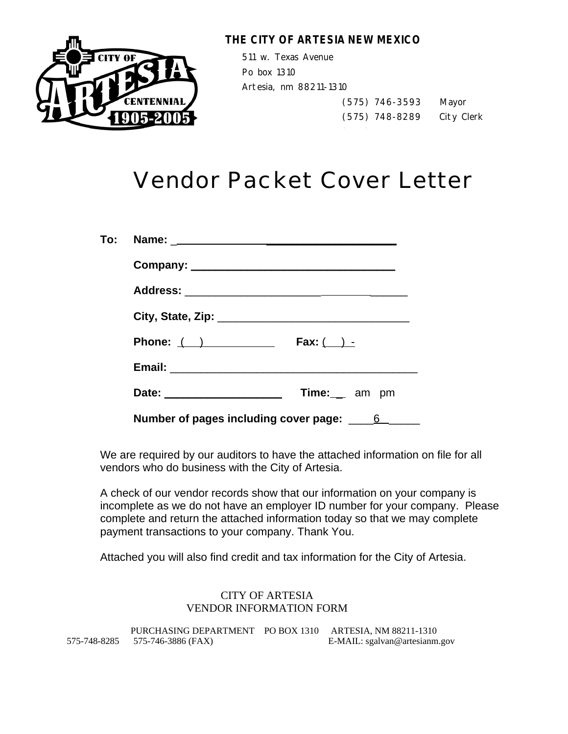**THE CITY OF ARTESIA NEW MEXICO**

511 w. Texas Avenue
Po box 1310
Artesia, nm 88211-1310

(575) 746-3593 Mayor
(575) 748-8289 City Clerk

# Vendor Packet Cover Letter

**To: Name:** ________________________________

**Company:** ________________________________

**Address:** ________________________________

**City, State, Zip:** ________________________________

**Phone:** ( ) ____________ **Fax:** ( ) -

**Email:** ________________________________

**Date:** ____________________ **Time:** _ am pm

**Number of pages including cover page:** ____6______

We are required by our auditors to have the attached information on file for all vendors who do business with the City of Artesia.

A check of our vendor records show that our information on your company is incomplete as we do not have an employer ID number for your company. Please complete and return the attached information today so that we may complete payment transactions to your company. Thank You.

Attached you will also find credit and tax information for the City of Artesia.

CITY OF ARTESIA
VENDOR INFORMATION FORM

PURCHASING DEPARTMENT PO BOX 1310 ARTESIA, NM 88211-1310
575-748-8285 575-746-3886 (FAX) E-MAIL: sgalvan@artesianm.gov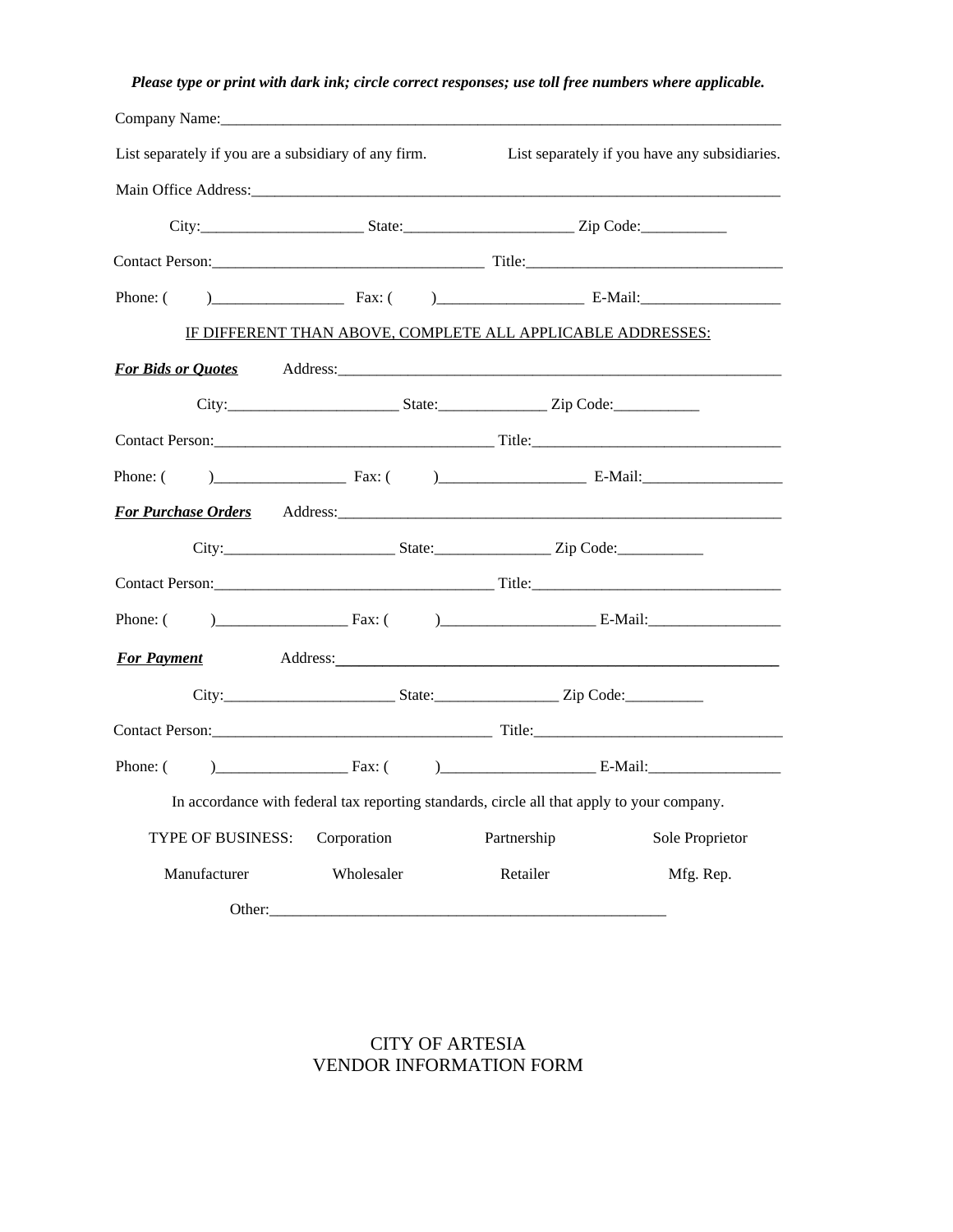***Please type or print with dark ink; circle correct responses; use toll free numbers where applicable.***

Company Name:_______________________________________________________________________

List separately if you are a subsidiary of any firm. List separately if you have any subsidiaries.

Main Office Address:__________________________________________________________________

City:_____________________ State:______________________ Zip Code:___________

Contact Person:___________________________________ Title:________________________________

Phone: ( )_________________ Fax: ( )___________________ E-Mail:__________________

IF DIFFERENT THAN ABOVE, COMPLETE ALL APPLICABLE ADDRESSES:

***For Bids or Quotes*** Address:__________________________________________________________

City:______________________ State:______________ Zip Code:___________

Contact Person:___________________________________ Title:________________________________

Phone: ( )_________________ Fax: ( )___________________ E-Mail:__________________

***For Purchase Orders*** Address:__________________________________________________________

City:______________________ State:_______________ Zip Code:___________

Contact Person:___________________________________ Title:________________________________

Phone: ( )_________________ Fax: ( )____________________ E-Mail:_________________

***For Payment*** Address:__________________________________________________________

City:______________________ State:________________ Zip Code:__________

Contact Person:___________________________________ Title:________________________________

Phone: ( )_________________ Fax: ( )____________________ E-Mail:_________________

In accordance with federal tax reporting standards, circle all that apply to your company.

TYPE OF BUSINESS: Corporation Partnership Sole Proprietor

Manufacturer Wholesaler Retailer Mfg. Rep.

Other:____________________________________________________

CITY OF ARTESIA
VENDOR INFORMATION FORM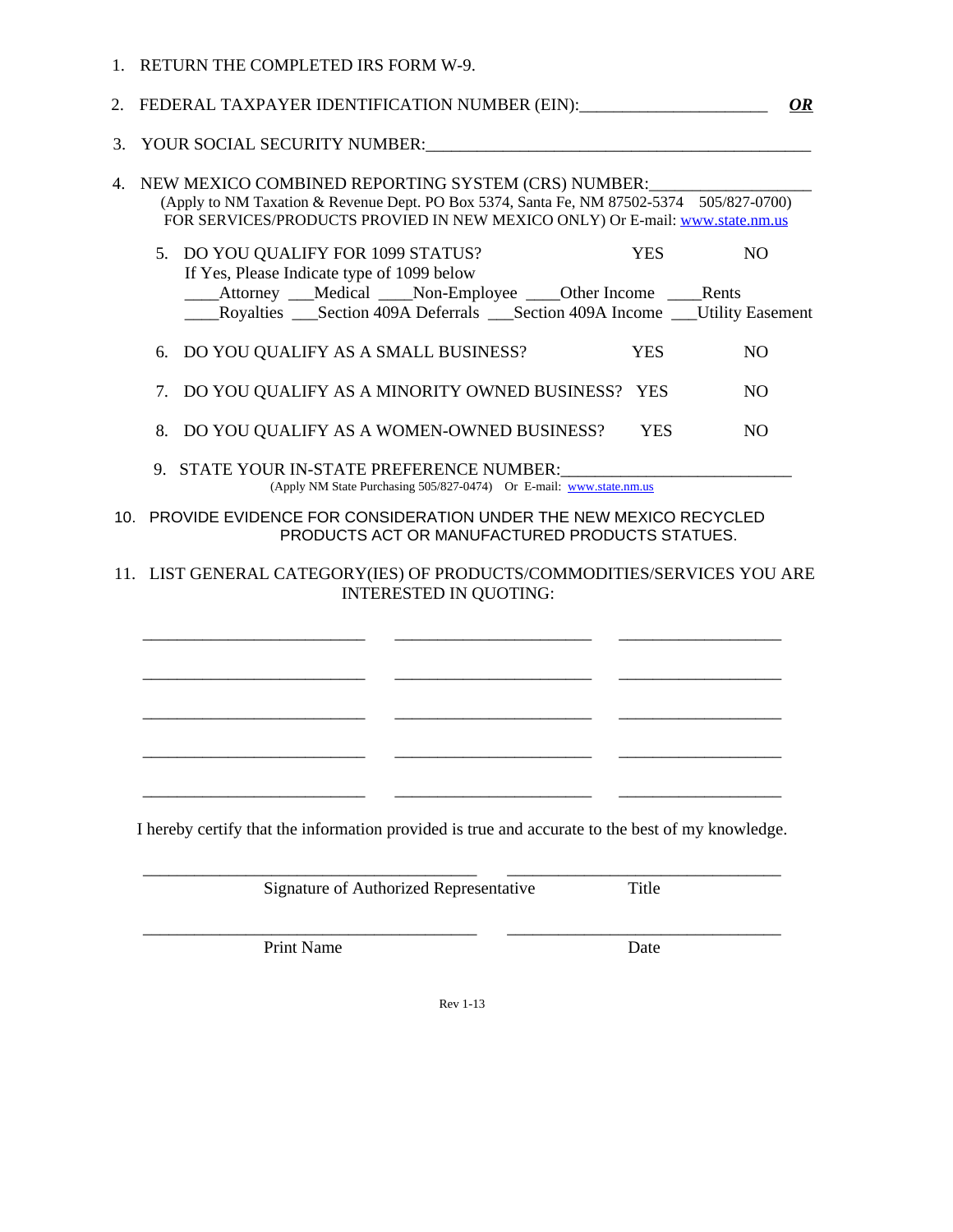1. RETURN THE COMPLETED IRS FORM W-9.

2. FEDERAL TAXPAYER IDENTIFICATION NUMBER (EIN):______________________ ***OR***

3. YOUR SOCIAL SECURITY NUMBER:_______________________________________________

4. NEW MEXICO COMBINED REPORTING SYSTEM (CRS) NUMBER:___________________
   (Apply to NM Taxation & Revenue Dept. PO Box 5374, Santa Fe, NM 87502-5374 505/827-0700)
   FOR SERVICES/PRODUCTS PROVIED IN NEW MEXICO ONLY) Or E-mail: www.state.nm.us

5. DO YOU QUALIFY FOR 1099 STATUS? YES NO
   If Yes, Please Indicate type of 1099 below
   ____Attorney ___Medical ____Non-Employee ____Other Income ____Rents
   ____Royalties ___Section 409A Deferrals ___Section 409A Income ___Utility Easement

6. DO YOU QUALIFY AS A SMALL BUSINESS? YES NO

7. DO YOU QUALIFY AS A MINORITY OWNED BUSINESS? YES NO

8. DO YOU QUALIFY AS A WOMEN-OWNED BUSINESS? YES NO

9. STATE YOUR IN-STATE PREFERENCE NUMBER:___________________________
   (Apply NM State Purchasing 505/827-0474) Or E-mail: www.state.nm.us

10. PROVIDE EVIDENCE FOR CONSIDERATION UNDER THE NEW MEXICO RECYCLED PRODUCTS ACT OR MANUFACTURED PRODUCTS STATUES.

11. LIST GENERAL CATEGORY(IES) OF PRODUCTS/COMMODITIES/SERVICES YOU ARE INTERESTED IN QUOTING:

__________________________ ________________________ ____________________

__________________________ ________________________ ____________________

__________________________ ________________________ ____________________

__________________________ ________________________ ____________________

__________________________ ________________________ ____________________

I hereby certify that the information provided is true and accurate to the best of my knowledge.

________________________________________ _________________________________
Signature of Authorized Representative Title

________________________________________ _________________________________
Print Name Date

Rev 1-13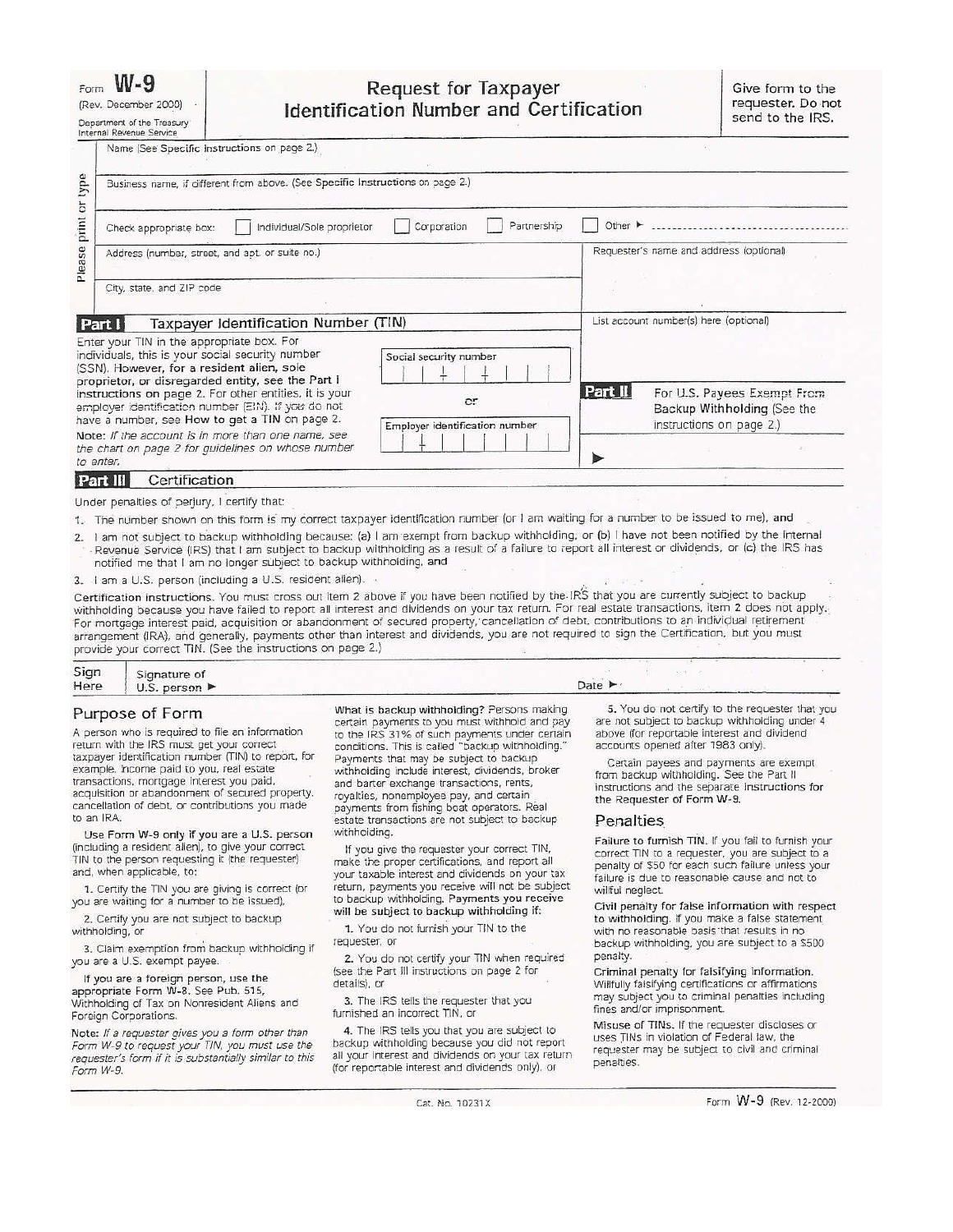Form **W-9**
(Rev. December 2000)
Department of the Treasury
Internal Revenue Service

# Request for Taxpayer Identification Number and Certification

Give form to the requester. Do not send to the IRS.

Please print or type

Name (See Specific Instructions on page 2.)

Business name, if different from above. (See Specific Instructions on page 2.)

Check appropriate box: ☐ Individual/Sole proprietor ☐ Corporation ☐ Partnership ☐ Other ▸

Address (number, street, and apt. or suite no.)

Requester's name and address (optional)

City, state, and ZIP code

## Part I Taxpayer Identification Number (TIN)

Enter your TIN in the appropriate box. For individuals, this is your social security number (SSN). **However, for a resident alien, sole proprietor, or disregarded entity, see the Part I instructions on page 2.** For other entities, it is your employer identification number (EIN). If you do not have a number, see **How to get a TIN** on page 2.

*Note: If the account is in more than one name, see the chart on page 2 for guidelines on whose number to enter.*

Social security number

or

Employer identification number

List account number(s) here (optional)

## Part II For U.S. Payees Exempt From Backup Withholding (See the instructions on page 2.)

▶

## Part III Certification

Under penalties of perjury, I certify that:

1. The number shown on this form is my correct taxpayer identification number (or I am waiting for a number to be issued to me), and
2. I am not subject to backup withholding because: (a) I am exempt from backup withholding, or (b) I have not been notified by the Internal Revenue Service (IRS) that I am subject to backup withholding as a result of a failure to report all interest or dividends, or (c) the IRS has notified me that I am no longer subject to backup withholding, and
3. I am a U.S. person (including a U.S. resident alien).

**Certification instructions.** You must cross out item 2 above if you have been notified by the IRS that you are currently subject to backup withholding because you have failed to report all interest and dividends on your tax return. For real estate transactions, item 2 does not apply. For mortgage interest paid, acquisition or abandonment of secured property, cancellation of debt, contributions to an individual retirement arrangement (IRA), and generally, payments other than interest and dividends, you are not required to sign the Certification, but you must provide your correct TIN. (See the instructions on page 2.)

**Sign Here** Signature of U.S. person ▶ Date ▶

## Purpose of Form

A person who is required to file an information return with the IRS must get your correct taxpayer identification number (TIN) to report, for example, income paid to you, real estate transactions, mortgage interest you paid, acquisition or abandonment of secured property, cancellation of debt, or contributions you made to an IRA.

**Use Form W-9 only if you are a U.S. person** (including a resident alien), to give your correct TIN to the person requesting it (the requester) and, when applicable, to:

1. Certify the TIN you are giving is correct (or you are waiting for a number to be issued),

2. Certify you are not subject to backup withholding, or

3. Claim exemption from backup withholding if you are a U.S. exempt payee.

**If you are a foreign person, use the appropriate Form W-8.** See Pub. 515, Withholding of Tax on Nonresident Aliens and Foreign Corporations.

*Note: If a requester gives you a form other than Form W-9 to request your TIN, you must use the requester's form if it is substantially similar to this Form W-9.*

**What is backup withholding?** Persons making certain payments to you must withhold and pay to the IRS 31% of such payments under certain conditions. This is called "backup withholding." Payments that may be subject to backup withholding include interest, dividends, broker and barter exchange transactions, rents, royalties, nonemployee pay, and certain payments from fishing boat operators. Real estate transactions are not subject to backup withholding.

If you give the requester your correct TIN, make the proper certifications, and report all your taxable interest and dividends on your tax return, payments you receive will not be subject to backup withholding. **Payments you receive will be subject to backup withholding if:**

1. You do not furnish your TIN to the requester, or

2. You do not certify your TIN when required (see the Part III instructions on page 2 for details), or

3. The IRS tells the requester that you furnished an incorrect TIN, or

4. The IRS tells you that you are subject to backup withholding because you did not report all your interest and dividends on your tax return (for reportable interest and dividends only), or

5. You do not certify to the requester that you are not subject to backup withholding under 4 above (for reportable interest and dividend accounts opened after 1983 only).

Certain payees and payments are exempt from backup withholding. See the Part II instructions and the separate **Instructions for the Requester of Form W-9.**

## Penalties

**Failure to furnish TIN.** If you fail to furnish your correct TIN to a requester, you are subject to a penalty of $50 for each such failure unless your failure is due to reasonable cause and not to willful neglect.

**Civil penalty for false information with respect to withholding.** If you make a false statement with no reasonable basis that results in no backup withholding, you are subject to a $500 penalty.

**Criminal penalty for falsifying information.** Willfully falsifying certifications or affirmations may subject you to criminal penalties including fines and/or imprisonment.

**Misuse of TINs.** If the requester discloses or uses TINs in violation of Federal law, the requester may be subject to civil and criminal penalties.

Cat. No. 10231X Form **W-9** (Rev. 12-2000)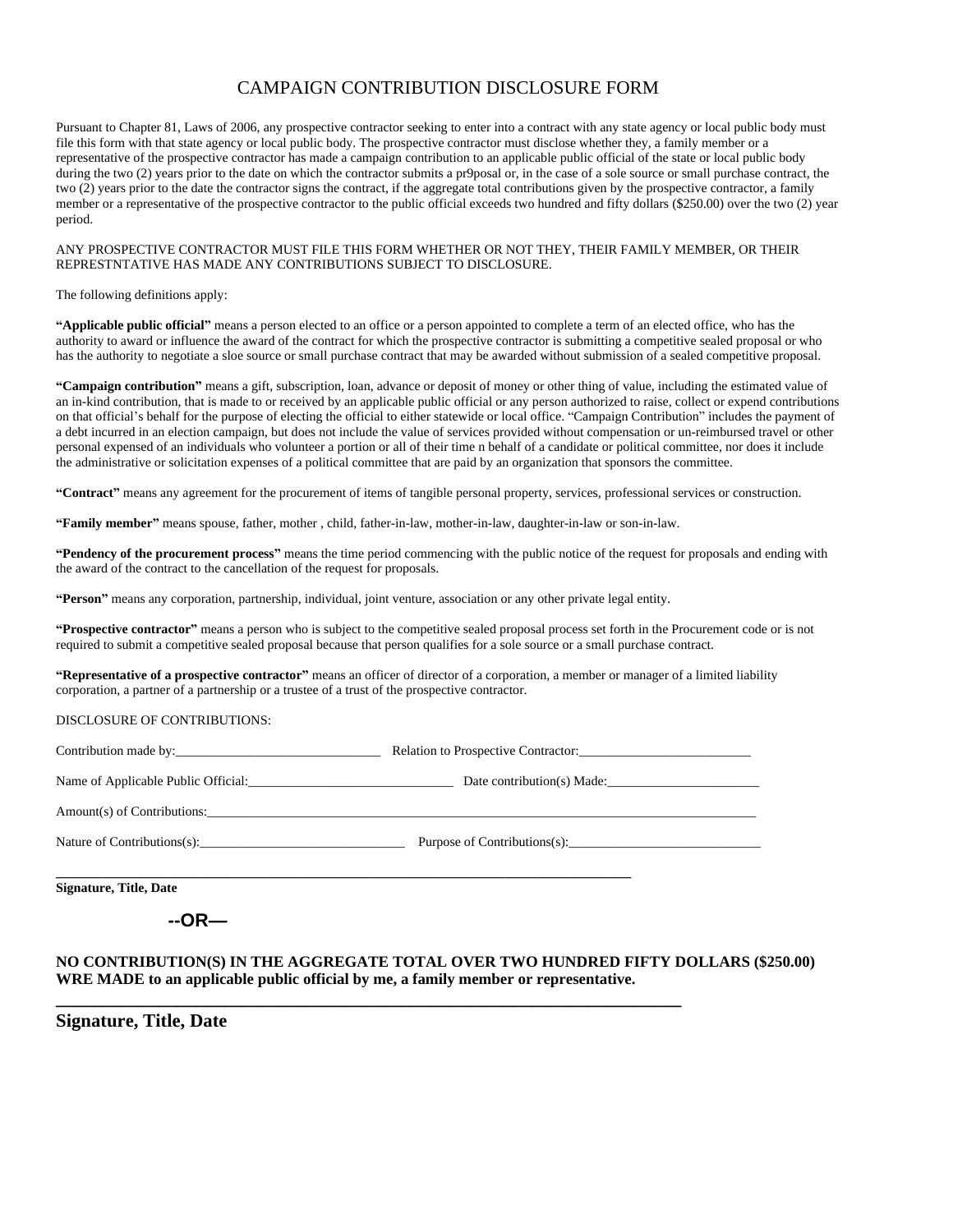# CAMPAIGN CONTRIBUTION DISCLOSURE FORM

Pursuant to Chapter 81, Laws of 2006, any prospective contractor seeking to enter into a contract with any state agency or local public body must file this form with that state agency or local public body. The prospective contractor must disclose whether they, a family member or a representative of the prospective contractor has made a campaign contribution to an applicable public official of the state or local public body during the two (2) years prior to the date on which the contractor submits a pr9posal or, in the case of a sole source or small purchase contract, the two (2) years prior to the date the contractor signs the contract, if the aggregate total contributions given by the prospective contractor, a family member or a representative of the prospective contractor to the public official exceeds two hundred and fifty dollars ($250.00) over the two (2) year period.

ANY PROSPECTIVE CONTRACTOR MUST FILE THIS FORM WHETHER OR NOT THEY, THEIR FAMILY MEMBER, OR THEIR REPRESTNTATIVE HAS MADE ANY CONTRIBUTIONS SUBJECT TO DISCLOSURE.

The following definitions apply:

**"Applicable public official"** means a person elected to an office or a person appointed to complete a term of an elected office, who has the authority to award or influence the award of the contract for which the prospective contractor is submitting a competitive sealed proposal or who has the authority to negotiate a sloe source or small purchase contract that may be awarded without submission of a sealed competitive proposal.

**"Campaign contribution"** means a gift, subscription, loan, advance or deposit of money or other thing of value, including the estimated value of an in-kind contribution, that is made to or received by an applicable public official or any person authorized to raise, collect or expend contributions on that official's behalf for the purpose of electing the official to either statewide or local office. "Campaign Contribution" includes the payment of a debt incurred in an election campaign, but does not include the value of services provided without compensation or un-reimbursed travel or other personal expensed of an individuals who volunteer a portion or all of their time n behalf of a candidate or political committee, nor does it include the administrative or solicitation expenses of a political committee that are paid by an organization that sponsors the committee.

**"Contract"** means any agreement for the procurement of items of tangible personal property, services, professional services or construction.

**"Family member"** means spouse, father, mother , child, father-in-law, mother-in-law, daughter-in-law or son-in-law.

**"Pendency of the procurement process"** means the time period commencing with the public notice of the request for proposals and ending with the award of the contract to the cancellation of the request for proposals.

**"Person"** means any corporation, partnership, individual, joint venture, association or any other private legal entity.

**"Prospective contractor"** means a person who is subject to the competitive sealed proposal process set forth in the Procurement code or is not required to submit a competitive sealed proposal because that person qualifies for a sole source or a small purchase contract.

**"Representative of a prospective contractor"** means an officer of director of a corporation, a member or manager of a limited liability corporation, a partner of a partnership or a trustee of a trust of the prospective contractor.

DISCLOSURE OF CONTRIBUTIONS:

Contribution made by:_______________________________ Relation to Prospective Contractor:__________________________

Name of Applicable Public Official:_______________________________ Date contribution(s) Made:________________________

Amount(s) of Contributions:_________________________________________________________________________________________

Nature of Contributions(s):_______________________________ Purpose of Contributions(s):______________________________

_____________________________________________________________________________

**Signature, Title, Date**

**--OR—**

**NO CONTRIBUTION(S) IN THE AGGREGATE TOTAL OVER TWO HUNDRED FIFTY DOLLARS ($250.00) WRE MADE to an applicable public official by me, a family member or representative.**

_____________________________________________________________________________

**Signature, Title, Date**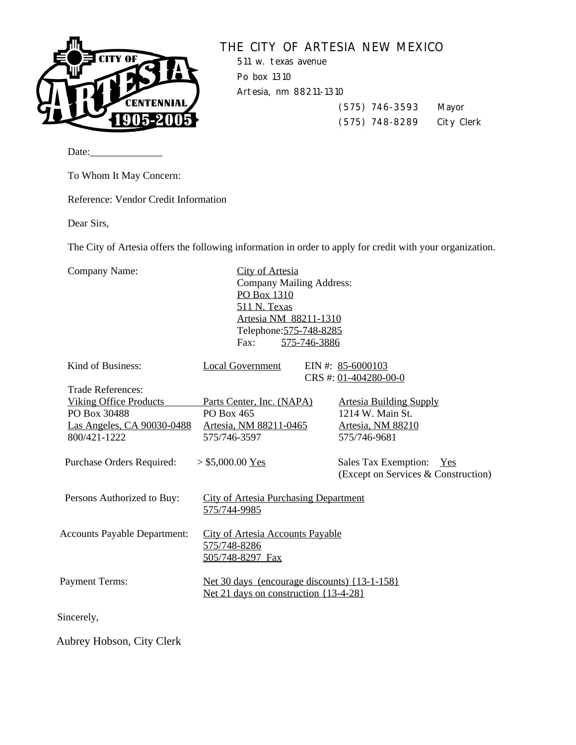# THE CITY OF ARTESIA NEW MEXICO

511 w. texas avenue

Po box 1310

Artesia, nm 88211-1310

(575) 746-3593 Mayor

(575) 748-8289 City Clerk

Date:______________

To Whom It May Concern:

Reference: Vendor Credit Information

Dear Sirs,

The City of Artesia offers the following information in order to apply for credit with your organization.

Company Name: City of Artesia
Company Mailing Address:
PO Box 1310
511 N. Texas
Artesia NM 88211-1310
Telephone: 575-748-8285
Fax: 575-746-3886

Kind of Business: Local Government EIN #: 85-6000103
CRS #: 01-404280-00-0

Trade References:

| | | |
|---|---|---|
| Viking Office Products | Parts Center, Inc. (NAPA) | Artesia Building Supply |
| PO Box 30488 | PO Box 465 | 1214 W. Main St. |
| Las Angeles, CA 90030-0488 | Artesia, NM 88211-0465 | Artesia, NM 88210 |
| 800/421-1222 | 575/746-3597 | 575/746-9681 |

Purchase Orders Required: > $5,000.00 Yes Sales Tax Exemption: Yes
(Except on Services & Construction)

Persons Authorized to Buy: City of Artesia Purchasing Department
575/744-9985

Accounts Payable Department: City of Artesia Accounts Payable
575/748-8286
505/748-8297 Fax

Payment Terms: Net 30 days (encourage discounts) {13-1-158}
Net 21 days on construction {13-4-28}

Sincerely,

Aubrey Hobson, City Clerk